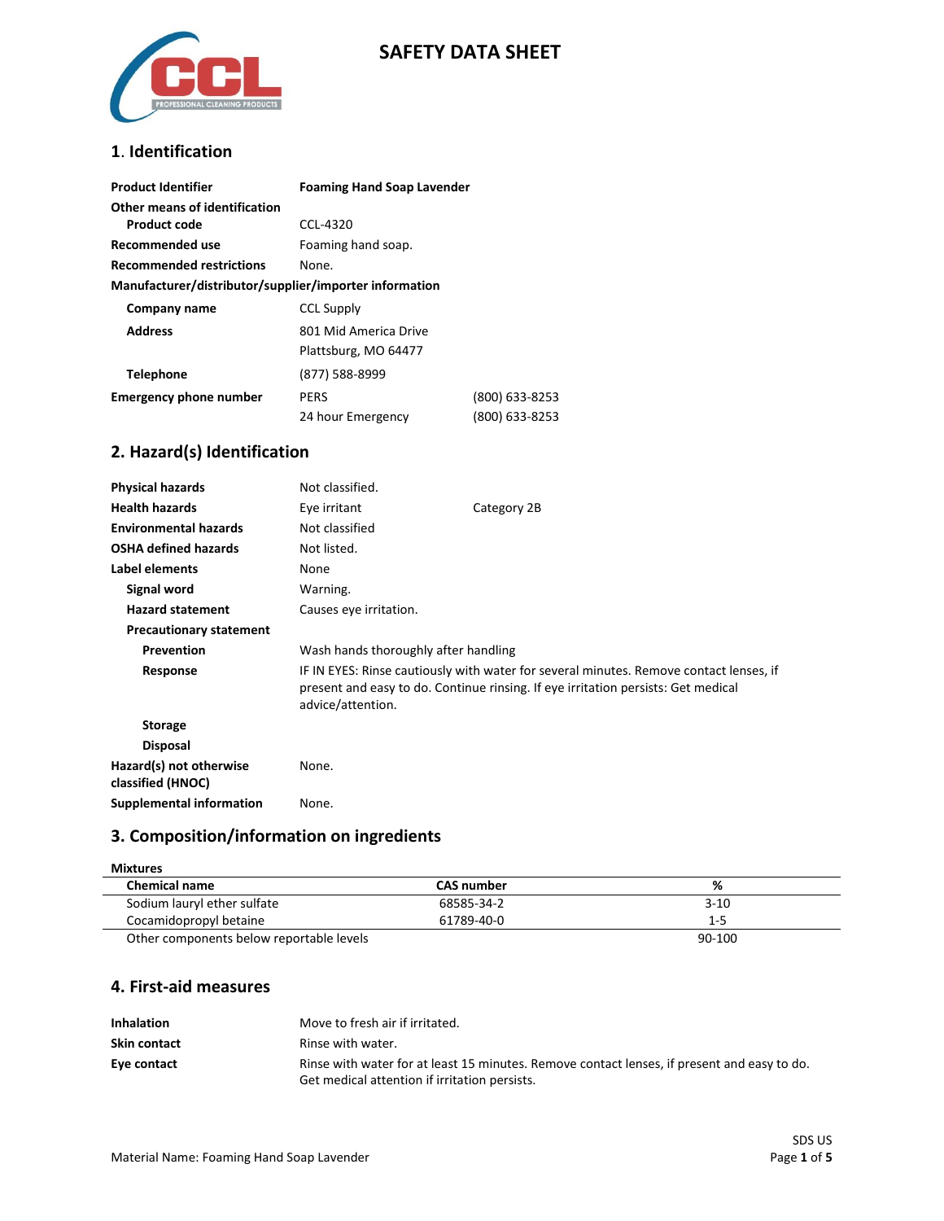# SAFETY DATA SHEET

## 1. Identification

| | | |
|---|---|---|
| **Product Identifier** | **Foaming Hand Soap Lavender** | |
| **Other means of identification** | | |
| **Product code** | CCL-4320 | |
| **Recommended use** | Foaming hand soap. | |
| **Recommended restrictions** | None. | |
| **Manufacturer/distributor/supplier/importer information** | | |
| **Company name** | CCL Supply | |
| **Address** | 801 Mid America Drive<br>Plattsburg, MO 64477 | |
| **Telephone** | (877) 588-8999 | |
| **Emergency phone number** | PERS | (800) 633-8253 |
| | 24 hour Emergency | (800) 633-8253 |

## 2. Hazard(s) Identification

| | | |
|---|---|---|
| **Physical hazards** | Not classified. | |
| **Health hazards** | Eye irritant | Category 2B |
| **Environmental hazards** | Not classified | |
| **OSHA defined hazards** | Not listed. | |
| **Label elements** | None | |
| **Signal word** | Warning. | |
| **Hazard statement** | Causes eye irritation. | |
| **Precautionary statement** | | |
| **Prevention** | Wash hands thoroughly after handling | |
| **Response** | IF IN EYES: Rinse cautiously with water for several minutes. Remove contact lenses, if present and easy to do. Continue rinsing. If eye irritation persists: Get medical advice/attention. | |
| **Storage** | | |
| **Disposal** | | |
| **Hazard(s) not otherwise classified (HNOC)** | None. | |
| **Supplemental information** | None. | |

## 3. Composition/information on ingredients

**Mixtures**

| Chemical name | CAS number | % |
|---|---|---|
| Sodium lauryl ether sulfate | 68585-34-2 | 3-10 |
| Cocamidopropyl betaine | 61789-40-0 | 1-5 |
| Other components below reportable levels | | 90-100 |

## 4. First-aid measures

| | |
|---|---|
| **Inhalation** | Move to fresh air if irritated. |
| **Skin contact** | Rinse with water. |
| **Eye contact** | Rinse with water for at least 15 minutes. Remove contact lenses, if present and easy to do. Get medical attention if irritation persists. |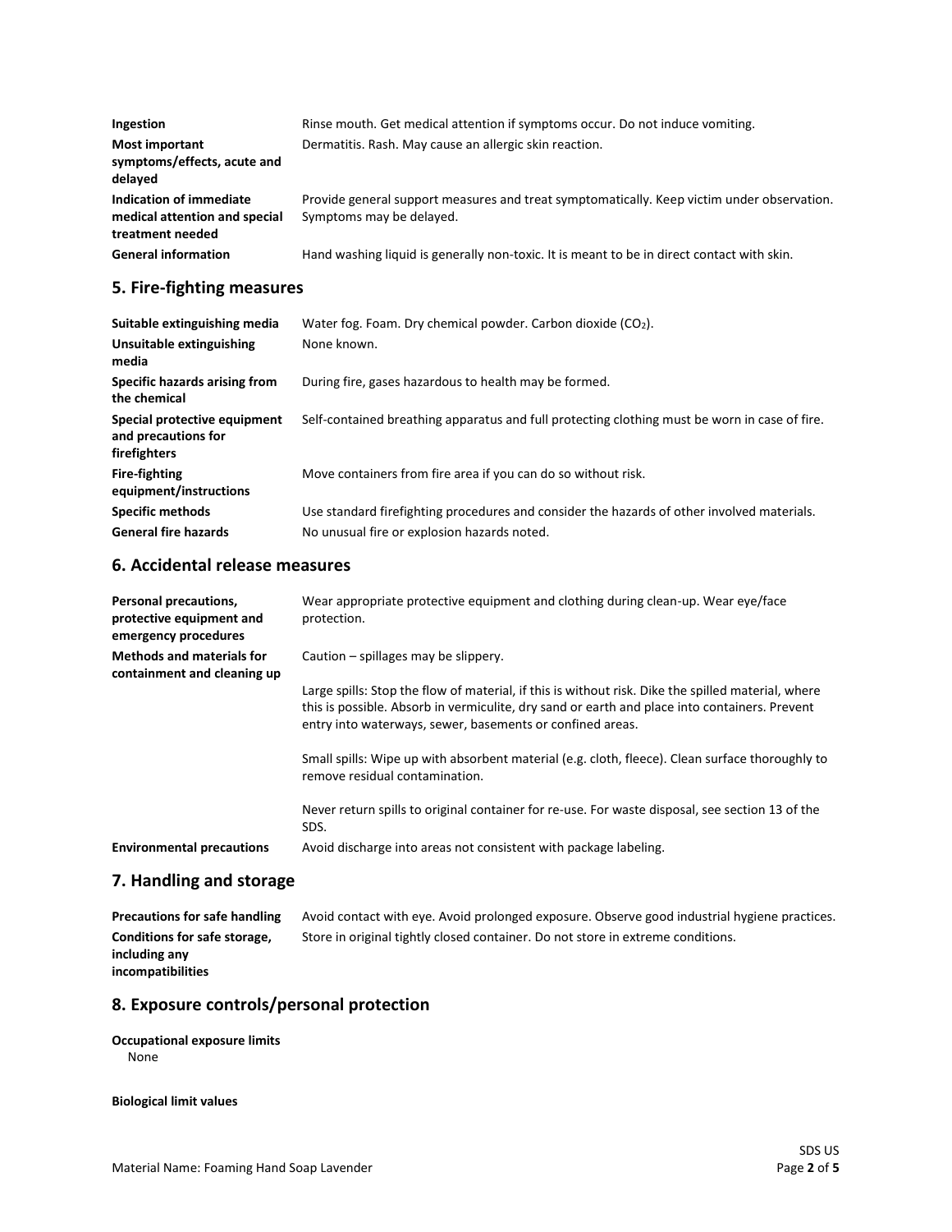| | |
|---|---|
| **Ingestion** | Rinse mouth. Get medical attention if symptoms occur. Do not induce vomiting. |
| **Most important symptoms/effects, acute and delayed** | Dermatitis. Rash. May cause an allergic skin reaction. |
| **Indication of immediate medical attention and special treatment needed** | Provide general support measures and treat symptomatically. Keep victim under observation. Symptoms may be delayed. |
| **General information** | Hand washing liquid is generally non-toxic. It is meant to be in direct contact with skin. |

## 5. Fire-fighting measures

| | |
|---|---|
| **Suitable extinguishing media** | Water fog. Foam. Dry chemical powder. Carbon dioxide ($CO_2$). |
| **Unsuitable extinguishing media** | None known. |
| **Specific hazards arising from the chemical** | During fire, gases hazardous to health may be formed. |
| **Special protective equipment and precautions for firefighters** | Self-contained breathing apparatus and full protecting clothing must be worn in case of fire. |
| **Fire-fighting equipment/instructions** | Move containers from fire area if you can do so without risk. |
| **Specific methods** | Use standard firefighting procedures and consider the hazards of other involved materials. |
| **General fire hazards** | No unusual fire or explosion hazards noted. |

## 6. Accidental release measures

| | |
|---|---|
| **Personal precautions, protective equipment and emergency procedures** | Wear appropriate protective equipment and clothing during clean-up. Wear eye/face protection. |
| **Methods and materials for containment and cleaning up** | Caution – spillages may be slippery.<br><br>Large spills: Stop the flow of material, if this is without risk. Dike the spilled material, where this is possible. Absorb in vermiculite, dry sand or earth and place into containers. Prevent entry into waterways, sewer, basements or confined areas.<br><br>Small spills: Wipe up with absorbent material (e.g. cloth, fleece). Clean surface thoroughly to remove residual contamination.<br><br>Never return spills to original container for re-use. For waste disposal, see section 13 of the SDS. |
| **Environmental precautions** | Avoid discharge into areas not consistent with package labeling. |

## 7. Handling and storage

| | |
|---|---|
| **Precautions for safe handling** | Avoid contact with eye. Avoid prolonged exposure. Observe good industrial hygiene practices. |
| **Conditions for safe storage, including any incompatibilities** | Store in original tightly closed container. Do not store in extreme conditions. |

## 8. Exposure controls/personal protection

**Occupational exposure limits**

None

**Biological limit values**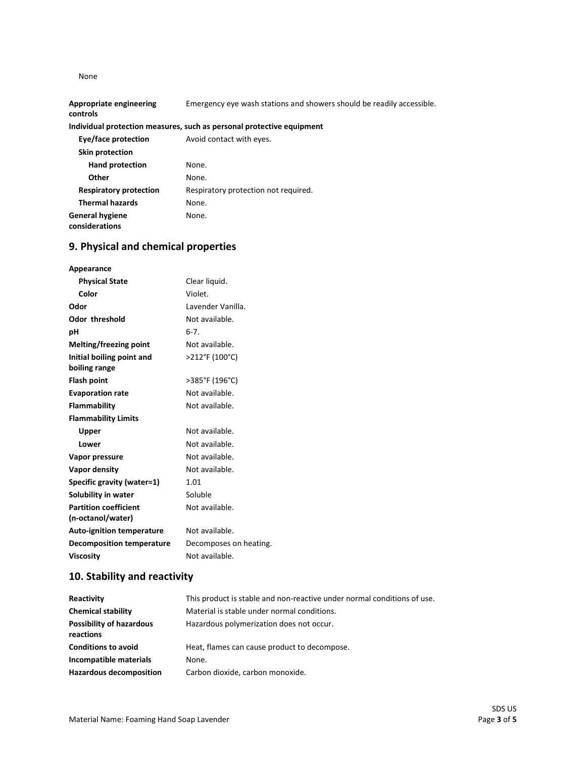None

| | |
|---|---|
| **Appropriate engineering controls** | Emergency eye wash stations and showers should be readily accessible. |

**Individual protection measures, such as personal protective equipment**

| | |
|---|---|
| **Eye/face protection** | Avoid contact with eyes. |
| **Skin protection** | |
| **Hand protection** | None. |
| **Other** | None. |
| **Respiratory protection** | Respiratory protection not required. |
| **Thermal hazards** | None. |
| **General hygiene considerations** | None. |

## 9. Physical and chemical properties

| | |
|---|---|
| **Appearance** | |
| **Physical State** | Clear liquid. |
| **Color** | Violet. |
| **Odor** | Lavender Vanilla. |
| **Odor threshold** | Not available. |
| **pH** | 6-7. |
| **Melting/freezing point** | Not available. |
| **Initial boiling point and boiling range** | >212°F (100°C) |
| **Flash point** | >385°F (196°C) |
| **Evaporation rate** | Not available. |
| **Flammability** | Not available. |
| **Flammability Limits** | |
| **Upper** | Not available. |
| **Lower** | Not available. |
| **Vapor pressure** | Not available. |
| **Vapor density** | Not available. |
| **Specific gravity (water=1)** | 1.01 |
| **Solubility in water** | Soluble |
| **Partition coefficient (n-octanol/water)** | Not available. |
| **Auto-ignition temperature** | Not available. |
| **Decomposition temperature** | Decomposes on heating. |
| **Viscosity** | Not available. |

## 10. Stability and reactivity

| | |
|---|---|
| **Reactivity** | This product is stable and non-reactive under normal conditions of use. |
| **Chemical stability** | Material is stable under normal conditions. |
| **Possibility of hazardous reactions** | Hazardous polymerization does not occur. |
| **Conditions to avoid** | Heat, flames can cause product to decompose. |
| **Incompatible materials** | None. |
| **Hazardous decomposition** | Carbon dioxide, carbon monoxide. |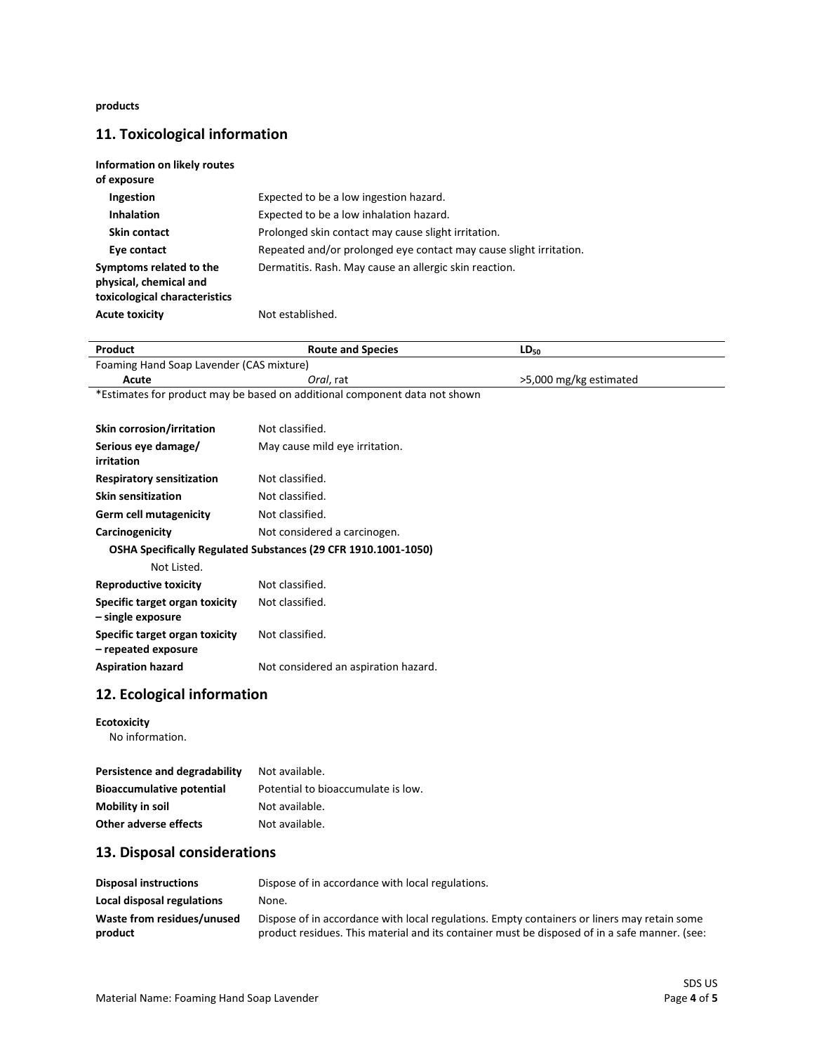**products**

## 11. Toxicological information

| | |
|---|---|
| **Information on likely routes of exposure** | |
| **Ingestion** | Expected to be a low ingestion hazard. |
| **Inhalation** | Expected to be a low inhalation hazard. |
| **Skin contact** | Prolonged skin contact may cause slight irritation. |
| **Eye contact** | Repeated and/or prolonged eye contact may cause slight irritation. |
| **Symptoms related to the physical, chemical and toxicological characteristics** | Dermatitis. Rash. May cause an allergic skin reaction. |
| **Acute toxicity** | Not established. |

| Product | Route and Species | $LD_{50}$ |
|---|---|---|
| Foaming Hand Soap Lavender (CAS mixture) | | |
| Acute | *Oral*, rat | >5,000 mg/kg estimated |

*Estimates for product may be based on additional component data not shown

| | |
|---|---|
| **Skin corrosion/irritation** | Not classified. |
| **Serious eye damage/ irritation** | May cause mild eye irritation. |
| **Respiratory sensitization** | Not classified. |
| **Skin sensitization** | Not classified. |
| **Germ cell mutagenicity** | Not classified. |
| **Carcinogenicity** | Not considered a carcinogen. |

**OSHA Specifically Regulated Substances (29 CFR 1910.1001-1050)**

Not Listed.

| | |
|---|---|
| **Reproductive toxicity** | Not classified. |
| **Specific target organ toxicity – single exposure** | Not classified. |
| **Specific target organ toxicity – repeated exposure** | Not classified. |
| **Aspiration hazard** | Not considered an aspiration hazard. |

## 12. Ecological information

**Ecotoxicity**

No information.

| | |
|---|---|
| **Persistence and degradability** | Not available. |
| **Bioaccumulative potential** | Potential to bioaccumulate is low. |
| **Mobility in soil** | Not available. |
| **Other adverse effects** | Not available. |

## 13. Disposal considerations

| | |
|---|---|
| **Disposal instructions** | Dispose of in accordance with local regulations. |
| **Local disposal regulations** | None. |
| **Waste from residues/unused product** | Dispose of in accordance with local regulations. Empty containers or liners may retain some product residues. This material and its container must be disposed of in a safe manner. (see: |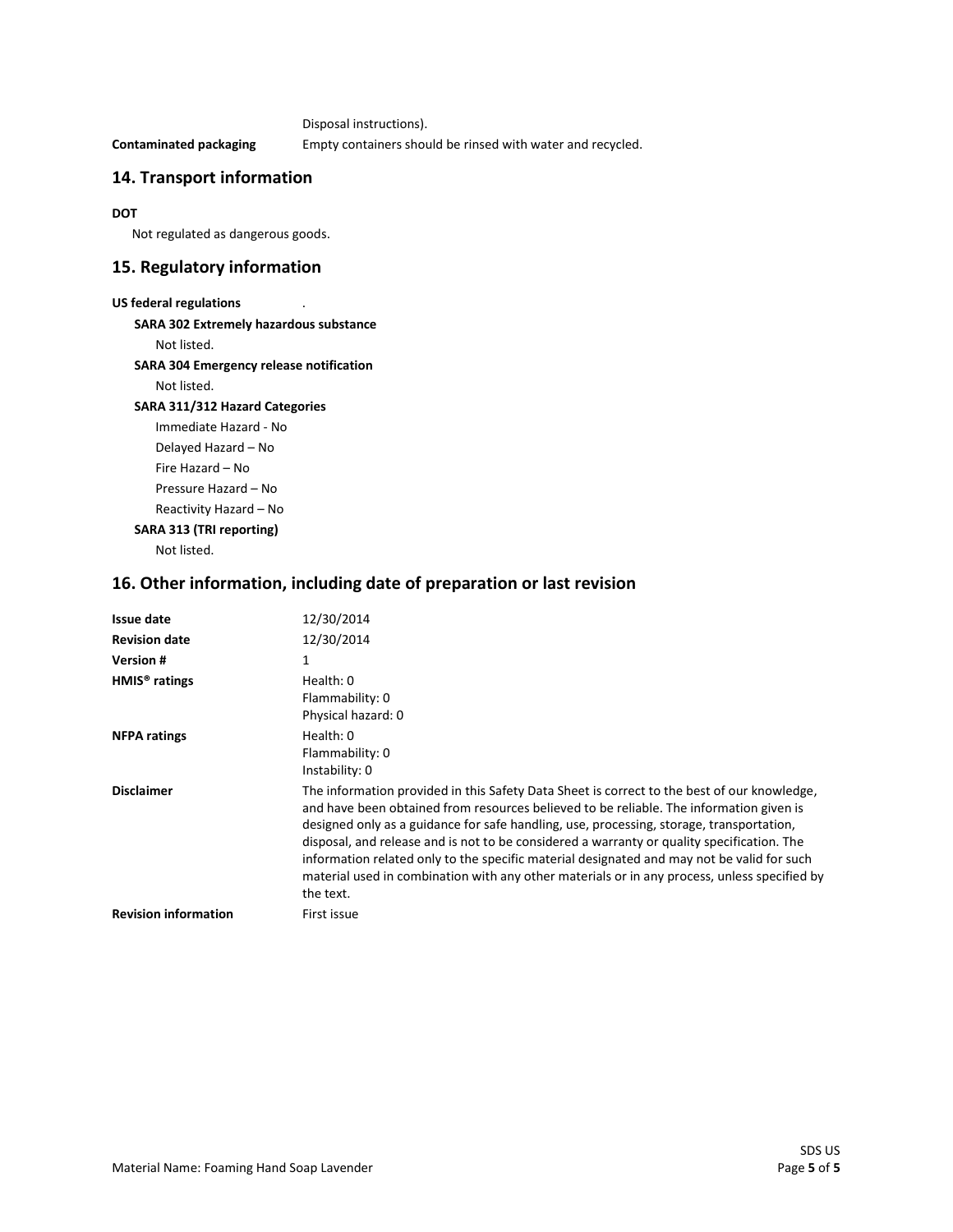Disposal instructions).

**Contaminated packaging** Empty containers should be rinsed with water and recycled.

## 14. Transport information

**DOT**

Not regulated as dangerous goods.

## 15. Regulatory information

**US federal regulations** .

**SARA 302 Extremely hazardous substance**

Not listed.

**SARA 304 Emergency release notification**

Not listed.

**SARA 311/312 Hazard Categories**

Immediate Hazard - No

Delayed Hazard – No

Fire Hazard – No

Pressure Hazard – No

Reactivity Hazard – No

**SARA 313 (TRI reporting)**

Not listed.

## 16. Other information, including date of preparation or last revision

| | |
|---|---|
| **Issue date** | 12/30/2014 |
| **Revision date** | 12/30/2014 |
| **Version #** | 1 |
| **HMIS® ratings** | Health: 0<br>Flammability: 0<br>Physical hazard: 0 |
| **NFPA ratings** | Health: 0<br>Flammability: 0<br>Instability: 0 |
| **Disclaimer** | The information provided in this Safety Data Sheet is correct to the best of our knowledge, and have been obtained from resources believed to be reliable. The information given is designed only as a guidance for safe handling, use, processing, storage, transportation, disposal, and release and is not to be considered a warranty or quality specification. The information related only to the specific material designated and may not be valid for such material used in combination with any other materials or in any process, unless specified by the text. |
| **Revision information** | First issue |